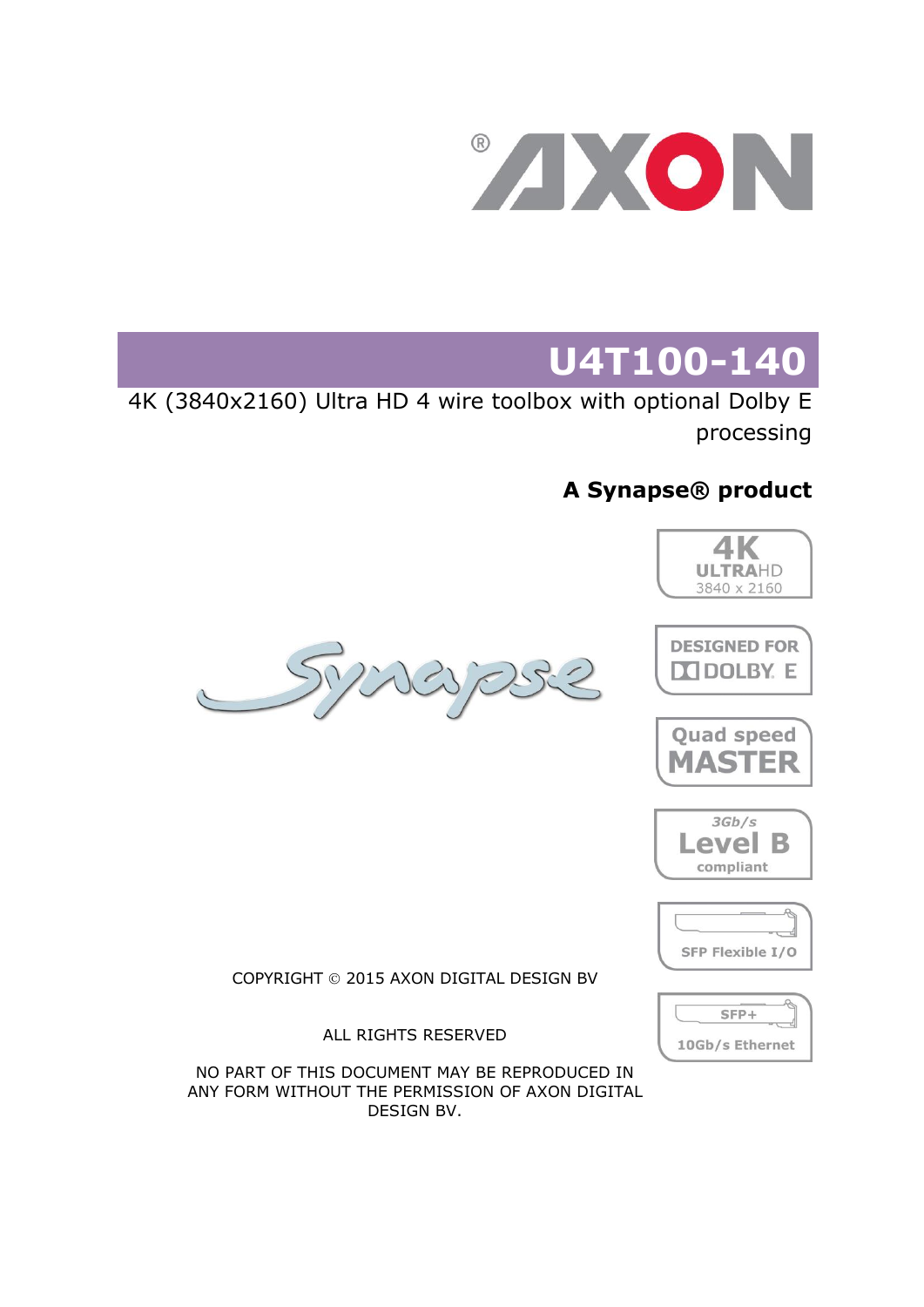# U4T100-140

4K (3840x2160) Ultra HD 4 wire toolbox with optional Dolby E processing

**A Synapse® product**

4K ULTRAHD 3840 x 2160

DESIGNED FOR DOLBY E

Quad speed MASTER

3Gb/s Level B compliant

SFP Flexible I/O

SFP+ 10Gb/s Ethernet

COPYRIGHT © 2015 AXON DIGITAL DESIGN BV

ALL RIGHTS RESERVED

NO PART OF THIS DOCUMENT MAY BE REPRODUCED IN ANY FORM WITHOUT THE PERMISSION OF AXON DIGITAL DESIGN BV.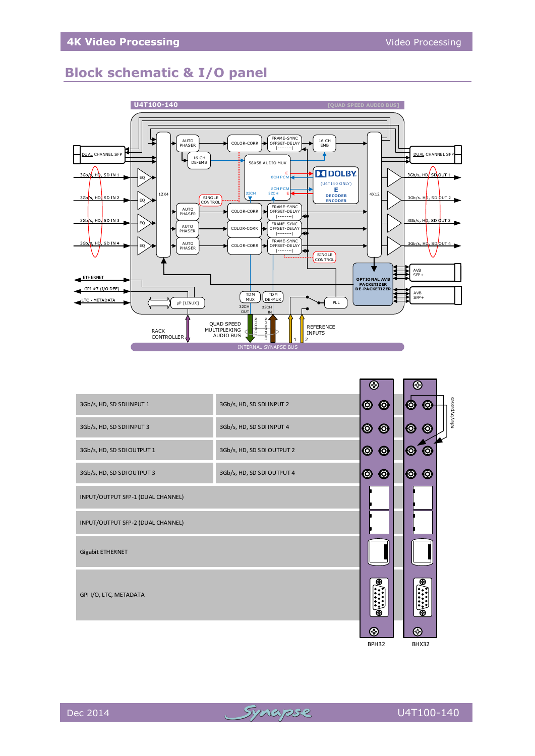## Block schematic & I/O panel

U4T100-140 [QUAD SPEED AUDIO BUS]

DUAL CHANNEL SFP

3Gb/s, HD, SD IN 1

3Gb/s, HD, SD IN 2

3Gb/s, HD, SD IN 3

3Gb/s, HD, SD IN 4

EQ

12X4

AUTO PHASER

16 CH DE-EMB

COLOR-CORR

FRAME-SYNC OFFSET-DELAY

16 CH EMB

58X58 AUDIO MUX

8CH PCM

E

32CH

DOLBY

(U4T140 ONLY)

E DECODER ENCODER

SINGLE CONTROL

4X12

DUAL CHANNEL SFP

3Gb/s, HD, SD OUT 1

3Gb/s, HD, SD OUT 2

3Gb/s, HD, SD OUT 3

3Gb/s, HD, SD OUT 4

OPTIONAL AVB PACKETIZER DE-PACKETIZER

AVB SFP+

ETHERNET

GPI #7 (I/O DEF)

LTC - METADATA

µP [LINUX]

TDM MUX

TDM DE-MUX

32CH OUT

32CH IN

PLL

RACK CONTROLLER

QUAD SPEED MULTIPLEXING AUDIO BUS

TO ADD-ON

FROM ADD-ON

REFERENCE INPUTS

1

2

INTERNAL SYNAPSE BUS

| | |
|---|---|
| 3Gb/s, HD, SD SDI INPUT 1 | 3Gb/s, HD, SD SDI INPUT 2 |
| 3Gb/s, HD, SD SDI INPUT 3 | 3Gb/s, HD, SD SDI INPUT 4 |
| 3Gb/s, HD, SD SDI OUTPUT 1 | 3Gb/s, HD, SD SDI OUTPUT 2 |
| 3Gb/s, HD, SD SDI OUTPUT 3 | 3Gb/s, HD, SD SDI OUTPUT 4 |
| INPUT/OUTPUT SFP-1 (DUAL CHANNEL) | |
| INPUT/OUTPUT SFP-2 (DUAL CHANNEL) | |
| Gigabit ETHERNET | |
| GPI I/O, LTC, METADATA | |

relay bypasses

BPH32

BHX32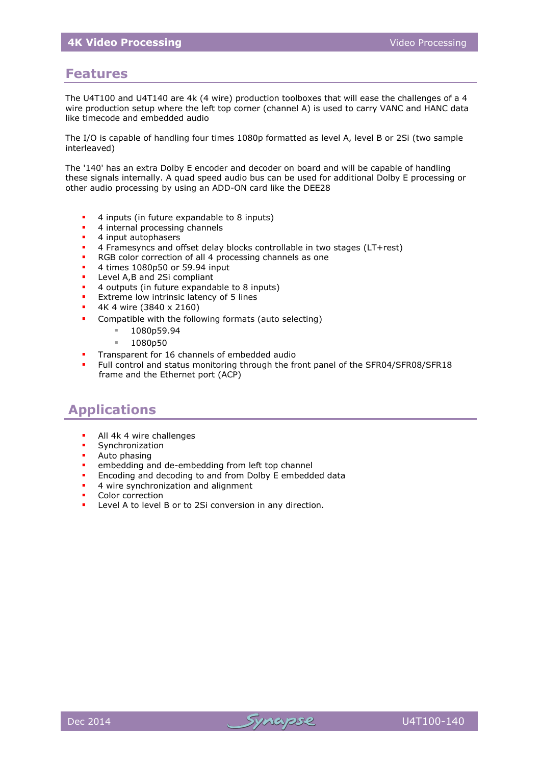## Features

The U4T100 and U4T140 are 4k (4 wire) production toolboxes that will ease the challenges of a 4 wire production setup where the left top corner (channel A) is used to carry VANC and HANC data like timecode and embedded audio

The I/O is capable of handling four times 1080p formatted as level A, level B or 2Si (two sample interleaved)

The '140' has an extra Dolby E encoder and decoder on board and will be capable of handling these signals internally. A quad speed audio bus can be used for additional Dolby E processing or other audio processing by using an ADD-ON card like the DEE28

- 4 inputs (in future expandable to 8 inputs)
- 4 internal processing channels
- 4 input autophasers
- 4 Framesyncs and offset delay blocks controllable in two stages (LT+rest)
- RGB color correction of all 4 processing channels as one
- 4 times 1080p50 or 59.94 input
- Level A,B and 2Si compliant
- 4 outputs (in future expandable to 8 inputs)
- Extreme low intrinsic latency of 5 lines
- 4K 4 wire (3840 x 2160)
- Compatible with the following formats (auto selecting)
  - 1080p59.94
  - 1080p50
- Transparent for 16 channels of embedded audio
- Full control and status monitoring through the front panel of the SFR04/SFR08/SFR18 frame and the Ethernet port (ACP)

## Applications

- All 4k 4 wire challenges
- Synchronization
- Auto phasing
- embedding and de-embedding from left top channel
- Encoding and decoding to and from Dolby E embedded data
- 4 wire synchronization and alignment
- Color correction
- Level A to level B or to 2Si conversion in any direction.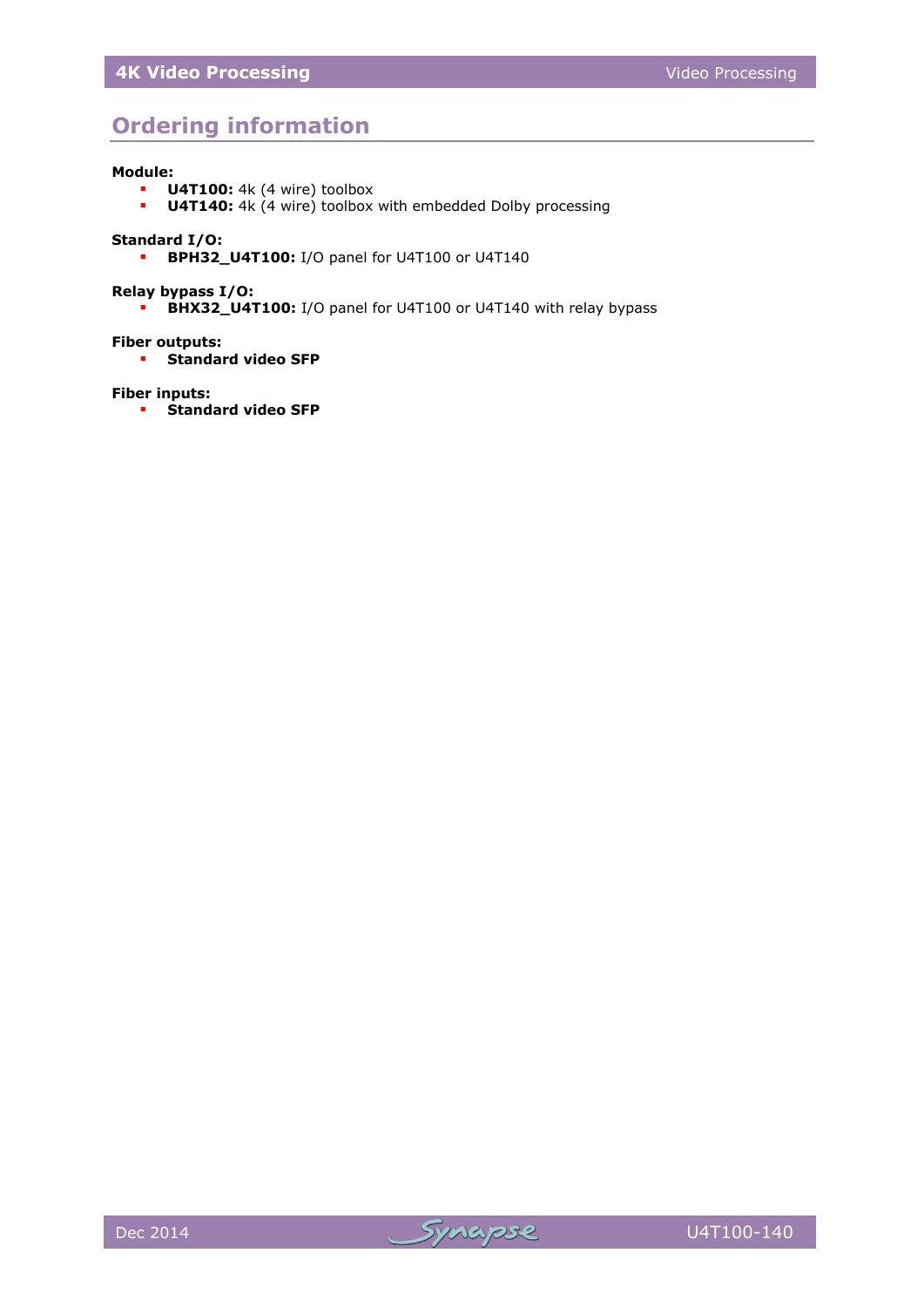## Ordering information

**Module:**

- **U4T100:** 4k (4 wire) toolbox
- **U4T140:** 4k (4 wire) toolbox with embedded Dolby processing

**Standard I/O:**

- **BPH32_U4T100:** I/O panel for U4T100 or U4T140

**Relay bypass I/O:**

- **BHX32_U4T100:** I/O panel for U4T100 or U4T140 with relay bypass

**Fiber outputs:**

- **Standard video SFP**

**Fiber inputs:**

- **Standard video SFP**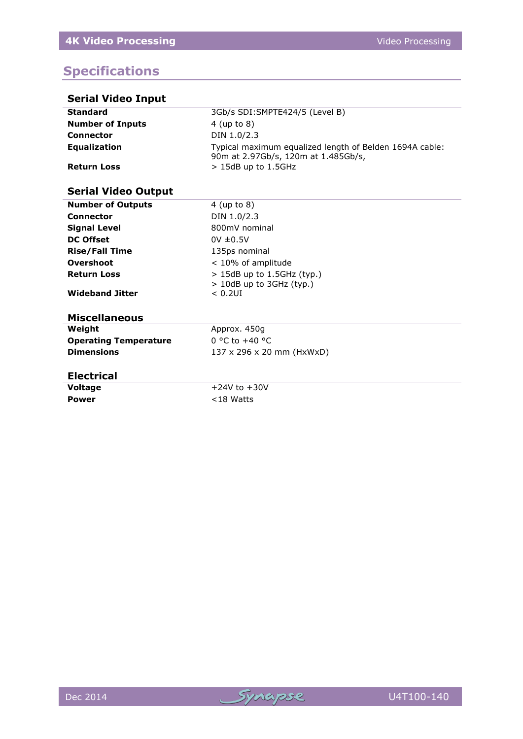# Specifications

## Serial Video Input

| | |
|---|---|
| **Standard** | 3Gb/s SDI:SMPTE424/5 (Level B) |
| **Number of Inputs** | 4 (up to 8) |
| **Connector** | DIN 1.0/2.3 |
| **Equalization** | Typical maximum equalized length of Belden 1694A cable: 90m at 2.97Gb/s, 120m at 1.485Gb/s, |
| **Return Loss** | > 15dB up to 1.5GHz |

## Serial Video Output

| | |
|---|---|
| **Number of Outputs** | 4 (up to 8) |
| **Connector** | DIN 1.0/2.3 |
| **Signal Level** | 800mV nominal |
| **DC Offset** | 0V ±0.5V |
| **Rise/Fall Time** | 135ps nominal |
| **Overshoot** | < 10% of amplitude |
| **Return Loss** | > 15dB up to 1.5GHz (typ.)<br>> 10dB up to 3GHz (typ.) |
| **Wideband Jitter** | < 0.2UI |

## Miscellaneous

| | |
|---|---|
| **Weight** | Approx. 450g |
| **Operating Temperature** | 0 °C to +40 °C |
| **Dimensions** | 137 x 296 x 20 mm (HxWxD) |

## Electrical

| | |
|---|---|
| **Voltage** | +24V to +30V |
| **Power** | <18 Watts |